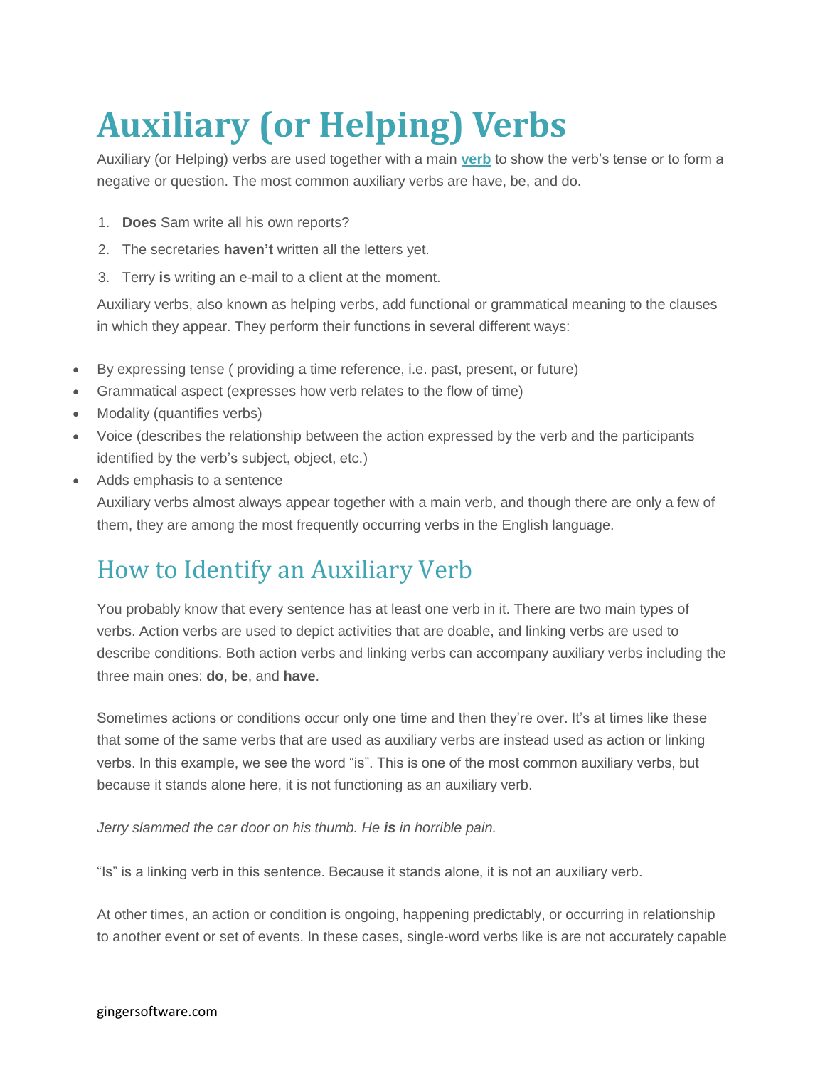# Auxiliary (or Helping) Verbs

Auxiliary (or Helping) verbs are used together with a main **verb** to show the verb's tense or to form a negative or question. The most common auxiliary verbs are have, be, and do.

1. **Does** Sam write all his own reports?
2. The secretaries **haven't** written all the letters yet.
3. Terry **is** writing an e-mail to a client at the moment.

Auxiliary verbs, also known as helping verbs, add functional or grammatical meaning to the clauses in which they appear. They perform their functions in several different ways:

- By expressing tense ( providing a time reference, i.e. past, present, or future)
- Grammatical aspect (expresses how verb relates to the flow of time)
- Modality (quantifies verbs)
- Voice (describes the relationship between the action expressed by the verb and the participants identified by the verb's subject, object, etc.)
- Adds emphasis to a sentence

Auxiliary verbs almost always appear together with a main verb, and though there are only a few of them, they are among the most frequently occurring verbs in the English language.

## How to Identify an Auxiliary Verb

You probably know that every sentence has at least one verb in it. There are two main types of verbs. Action verbs are used to depict activities that are doable, and linking verbs are used to describe conditions. Both action verbs and linking verbs can accompany auxiliary verbs including the three main ones: **do**, **be**, and **have**.

Sometimes actions or conditions occur only one time and then they're over. It's at times like these that some of the same verbs that are used as auxiliary verbs are instead used as action or linking verbs. In this example, we see the word "is". This is one of the most common auxiliary verbs, but because it stands alone here, it is not functioning as an auxiliary verb.

*Jerry slammed the car door on his thumb. He **is** in horrible pain.*

"Is" is a linking verb in this sentence. Because it stands alone, it is not an auxiliary verb.

At other times, an action or condition is ongoing, happening predictably, or occurring in relationship to another event or set of events. In these cases, single-word verbs like is are not accurately capable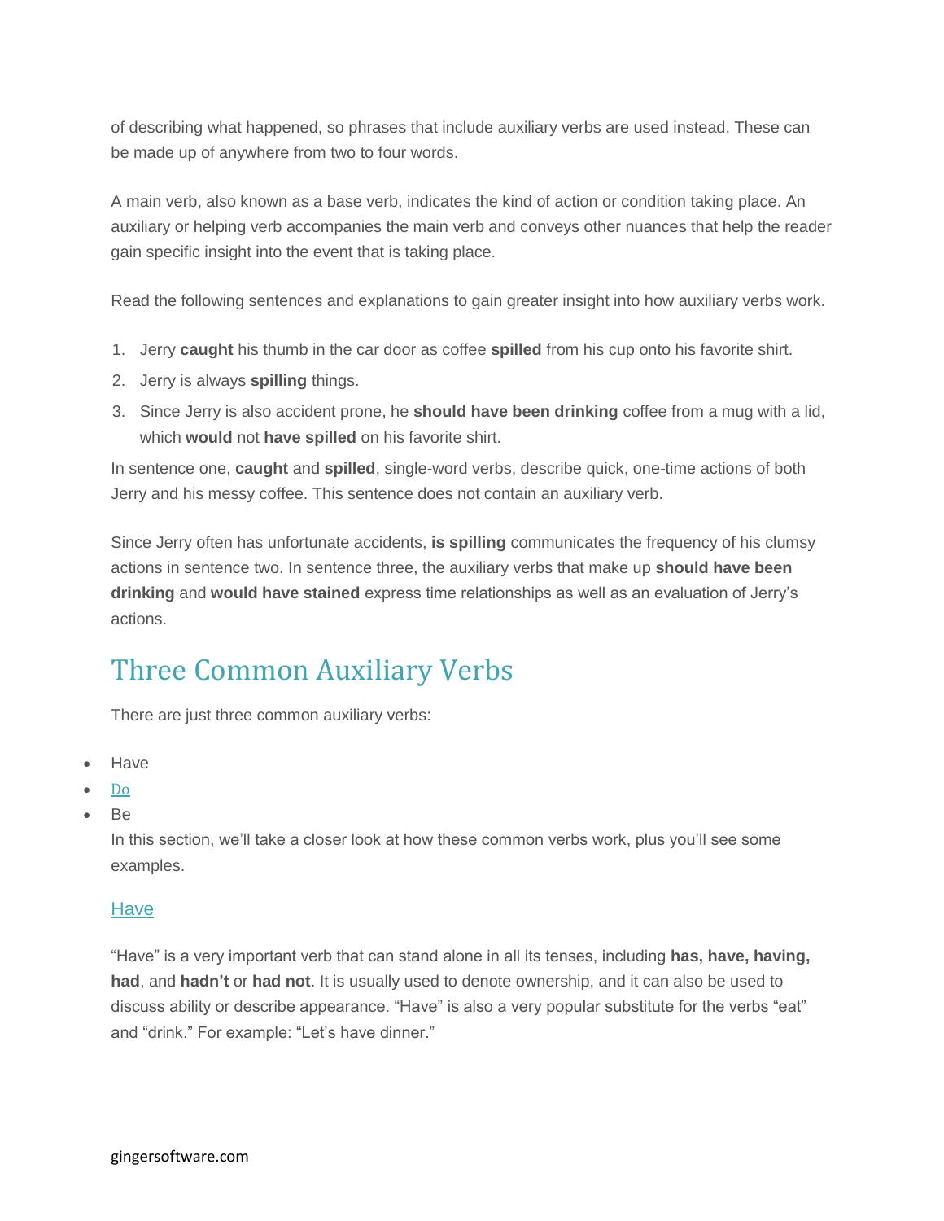of describing what happened, so phrases that include auxiliary verbs are used instead. These can be made up of anywhere from two to four words.

A main verb, also known as a base verb, indicates the kind of action or condition taking place. An auxiliary or helping verb accompanies the main verb and conveys other nuances that help the reader gain specific insight into the event that is taking place.

Read the following sentences and explanations to gain greater insight into how auxiliary verbs work.

1. Jerry **caught** his thumb in the car door as coffee **spilled** from his cup onto his favorite shirt.
2. Jerry is always **spilling** things.
3. Since Jerry is also accident prone, he **should have been drinking** coffee from a mug with a lid, which **would** not **have spilled** on his favorite shirt.

In sentence one, **caught** and **spilled**, single-word verbs, describe quick, one-time actions of both Jerry and his messy coffee. This sentence does not contain an auxiliary verb.

Since Jerry often has unfortunate accidents, **is spilling** communicates the frequency of his clumsy actions in sentence two. In sentence three, the auxiliary verbs that make up **should have been drinking** and **would have stained** express time relationships as well as an evaluation of Jerry's actions.

## Three Common Auxiliary Verbs

There are just three common auxiliary verbs:

- Have
- Do
- Be

In this section, we'll take a closer look at how these common verbs work, plus you'll see some examples.

### Have

"Have" is a very important verb that can stand alone in all its tenses, including **has, have, having, had**, and **hadn't** or **had not**. It is usually used to denote ownership, and it can also be used to discuss ability or describe appearance. "Have" is also a very popular substitute for the verbs "eat" and "drink." For example: "Let's have dinner."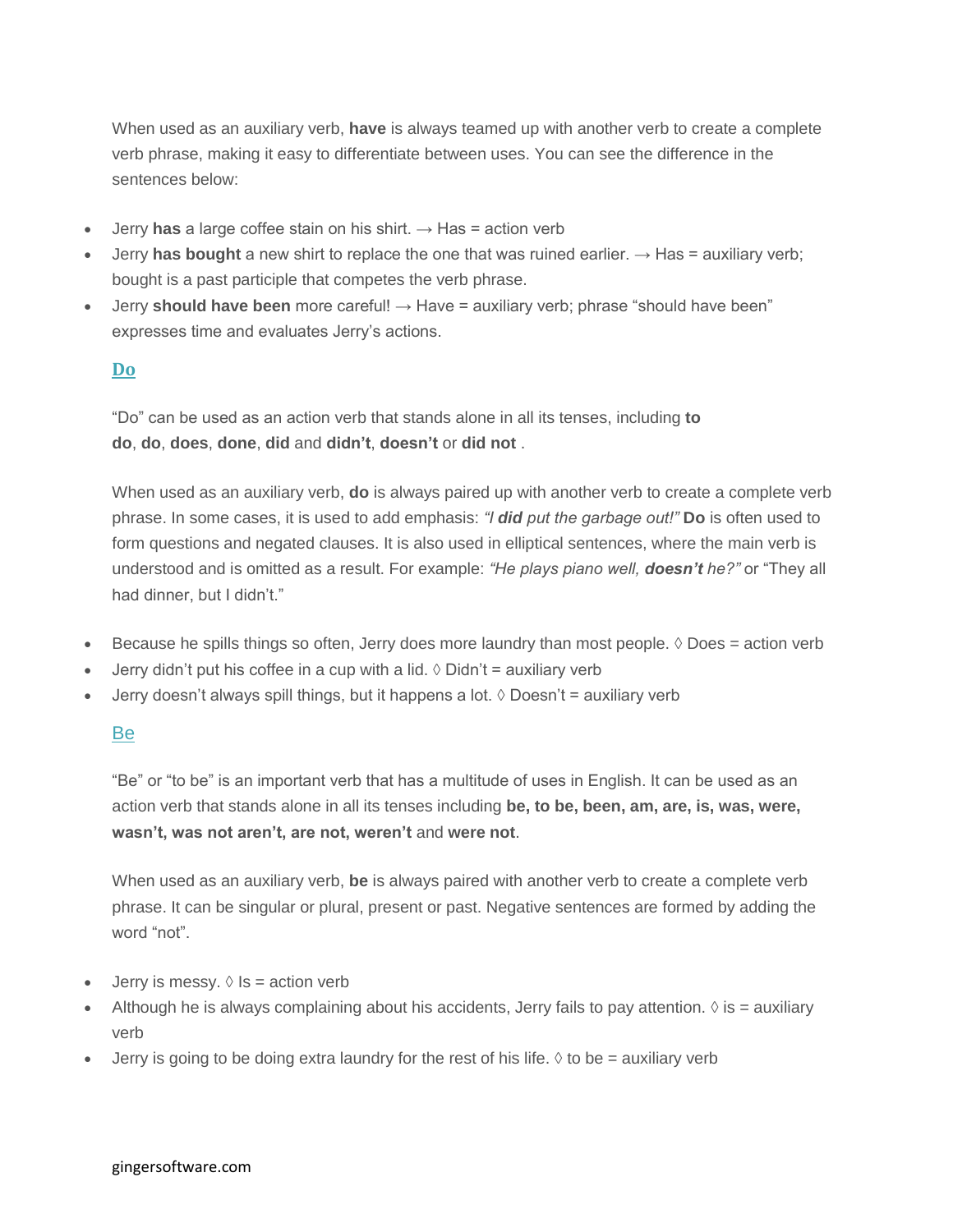When used as an auxiliary verb, **have** is always teamed up with another verb to create a complete verb phrase, making it easy to differentiate between uses. You can see the difference in the sentences below:

- Jerry **has** a large coffee stain on his shirt. → Has = action verb
- Jerry **has bought** a new shirt to replace the one that was ruined earlier. → Has = auxiliary verb; bought is a past participle that competes the verb phrase.
- Jerry **should have been** more careful! → Have = auxiliary verb; phrase "should have been" expresses time and evaluates Jerry's actions.

### Do

"Do" can be used as an action verb that stands alone in all its tenses, including **to do**, **do**, **does**, **done**, **did** and **didn't**, **doesn't** or **did not** .

When used as an auxiliary verb, **do** is always paired up with another verb to create a complete verb phrase. In some cases, it is used to add emphasis: *"I **did** put the garbage out!"* **Do** is often used to form questions and negated clauses. It is also used in elliptical sentences, where the main verb is understood and is omitted as a result. For example: *"He plays piano well, **doesn't** he?"* or "They all had dinner, but I didn't."

- Because he spills things so often, Jerry does more laundry than most people. ◊ Does = action verb
- Jerry didn't put his coffee in a cup with a lid. ◊ Didn't = auxiliary verb
- Jerry doesn't always spill things, but it happens a lot. ◊ Doesn't = auxiliary verb

### Be

"Be" or "to be" is an important verb that has a multitude of uses in English. It can be used as an action verb that stands alone in all its tenses including **be, to be, been, am, are, is, was, were, wasn't, was not aren't, are not, weren't** and **were not**.

When used as an auxiliary verb, **be** is always paired with another verb to create a complete verb phrase. It can be singular or plural, present or past. Negative sentences are formed by adding the word "not".

- Jerry is messy. ◊ Is = action verb
- Although he is always complaining about his accidents, Jerry fails to pay attention. ◊ is = auxiliary verb
- Jerry is going to be doing extra laundry for the rest of his life. ◊ to be = auxiliary verb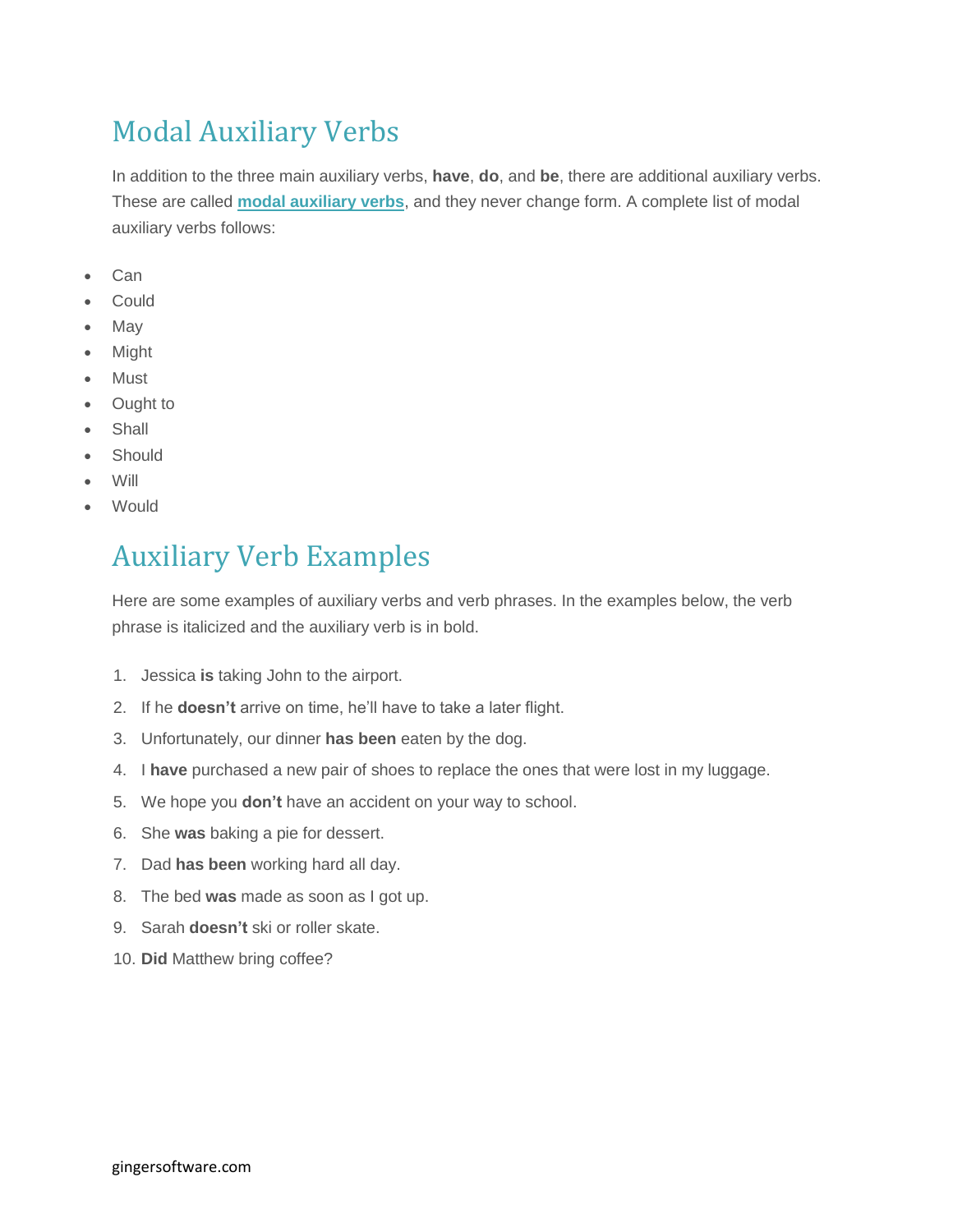## Modal Auxiliary Verbs

In addition to the three main auxiliary verbs, **have**, **do**, and **be**, there are additional auxiliary verbs. These are called **modal auxiliary verbs**, and they never change form. A complete list of modal auxiliary verbs follows:

- Can
- Could
- May
- Might
- Must
- Ought to
- Shall
- Should
- Will
- Would

## Auxiliary Verb Examples

Here are some examples of auxiliary verbs and verb phrases. In the examples below, the verb phrase is italicized and the auxiliary verb is in bold.

1. Jessica **is** taking John to the airport.
2. If he **doesn't** arrive on time, he'll have to take a later flight.
3. Unfortunately, our dinner **has been** eaten by the dog.
4. I **have** purchased a new pair of shoes to replace the ones that were lost in my luggage.
5. We hope you **don't** have an accident on your way to school.
6. She **was** baking a pie for dessert.
7. Dad **has been** working hard all day.
8. The bed **was** made as soon as I got up.
9. Sarah **doesn't** ski or roller skate.
10. **Did** Matthew bring coffee?